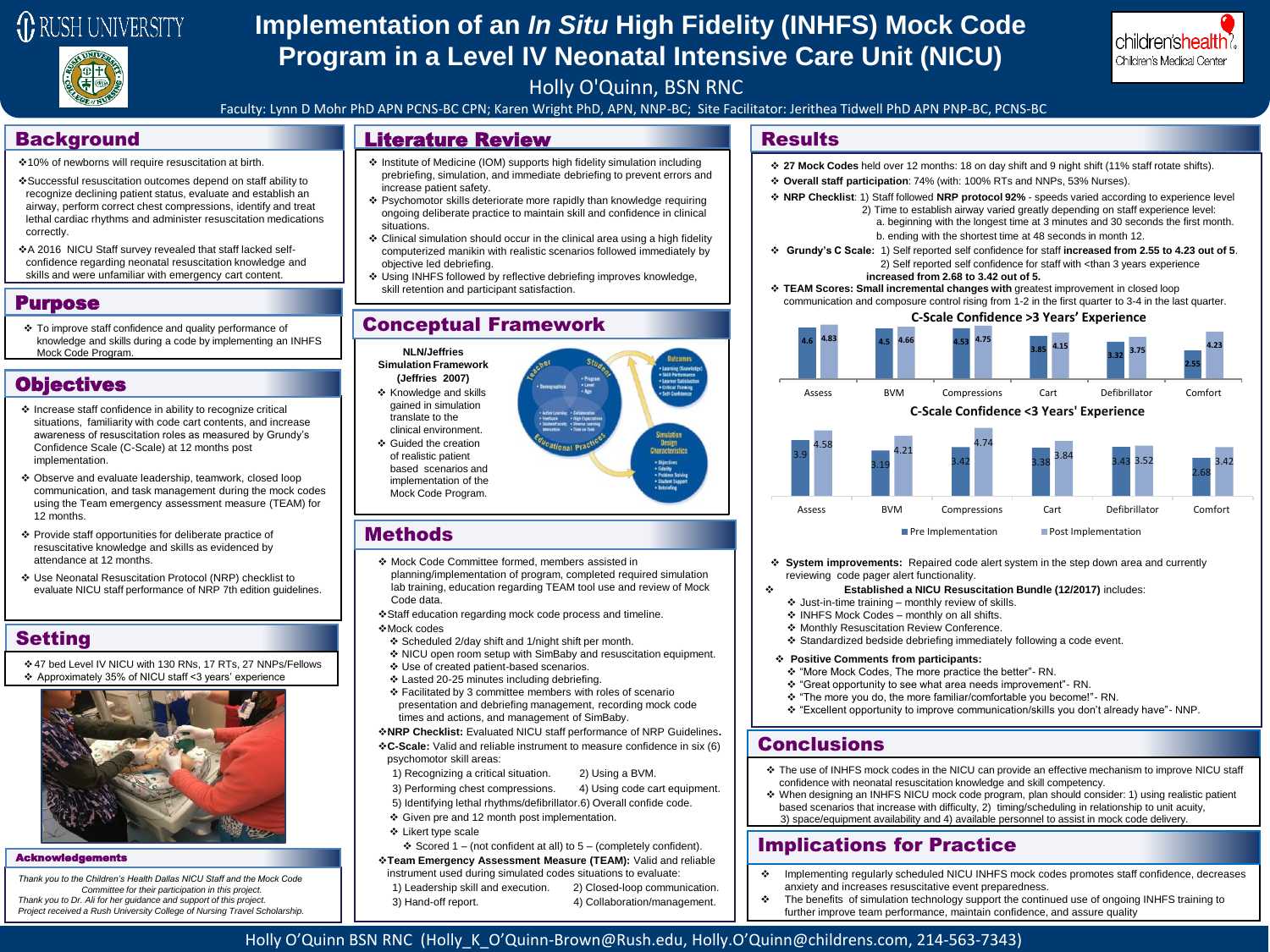# Implementation of an *In Situ* High Fidelity (INHFS) Mock Code Program in a Level IV Neonatal Intensive Care Unit (NICU)

Holly O'Quinn, BSN RNC

Faculty: Lynn D Mohr PhD APN PCNS-BC CPN; Karen Wright PhD, APN, NNP-BC; Site Facilitator: Jerithea Tidwell PhD APN PNP-BC, PCNS-BC

## Background

- 10% of newborns will require resuscitation at birth.
- Successful resuscitation outcomes depend on staff ability to recognize declining patient status, evaluate and establish an airway, perform correct chest compressions, identify and treat lethal cardiac rhythms and administer resuscitation medications correctly.
- A 2016 NICU Staff survey revealed that staff lacked self-confidence regarding neonatal resuscitation knowledge and skills and were unfamiliar with emergency cart content.

## Purpose

- To improve staff confidence and quality performance of knowledge and skills during a code by implementing an INHFS Mock Code Program.

## Objectives

- Increase staff confidence in ability to recognize critical situations, familiarity with code cart contents, and increase awareness of resuscitation roles as measured by Grundy's Confidence Scale (C-Scale) at 12 months post implementation.
- Observe and evaluate leadership, teamwork, closed loop communication, and task management during the mock codes using the Team emergency assessment measure (TEAM) for 12 months.
- Provide staff opportunities for deliberate practice of resuscitative knowledge and skills as evidenced by attendance at 12 months.
- Use Neonatal Resuscitation Protocol (NRP) checklist to evaluate NICU staff performance of NRP 7th edition guidelines.

## Setting

- 47 bed Level IV NICU with 130 RNs, 17 RTs, 27 NNPs/Fellows
- Approximately 35% of NICU staff <3 years' experience

## Acknowledgements

*Thank you to the Children's Health Dallas NICU Staff and the Mock Code Committee for their participation in this project.*
*Thank you to Dr. Ali for her guidance and support of this project.*
*Project received a Rush University College of Nursing Travel Scholarship.*

## Literature Review

- Institute of Medicine (IOM) supports high fidelity simulation including prebriefing, simulation, and immediate debriefing to prevent errors and increase patient safety.
- Psychomotor skills deteriorate more rapidly than knowledge requiring ongoing deliberate practice to maintain skill and confidence in clinical situations.
- Clinical simulation should occur in the clinical area using a high fidelity computerized manikin with realistic scenarios followed immediately by objective led debriefing.
- Using INHFS followed by reflective debriefing improves knowledge, skill retention and participant satisfaction.

## Conceptual Framework

**NLN/Jeffries Simulation Framework (Jeffries 2007)**

- Knowledge and skills gained in simulation translate to the clinical environment.
- Guided the creation of realistic patient based scenarios and implementation of the Mock Code Program.

## Methods

- Mock Code Committee formed, members assisted in planning/implementation of program, completed required simulation lab training, education regarding TEAM tool use and review of Mock Code data.
- Staff education regarding mock code process and timeline.
- Mock codes
  - Scheduled 2/day shift and 1/night shift per month.
  - NICU open room setup with SimBaby and resuscitation equipment.
  - Use of created patient-based scenarios.
  - Lasted 20-25 minutes including debriefing.
  - Facilitated by 3 committee members with roles of scenario presentation and debriefing management, recording mock code times and actions, and management of SimBaby.
- **NRP Checklist:** Evaluated NICU staff performance of NRP Guidelines**.**
- **C-Scale:** Valid and reliable instrument to measure confidence in six (6) psychomotor skill areas:
  1) Recognizing a critical situation. 2) Using a BVM.
  3) Performing chest compressions. 4) Using code cart equipment.
  5) Identifying lethal rhythms/defibrillator. 6) Overall confide code.
  - Given pre and 12 month post implementation.
  - Likert type scale
    - Scored 1 – (not confident at all) to 5 – (completely confident).
- **Team Emergency Assessment Measure (TEAM):** Valid and reliable instrument used during simulated codes situations to evaluate:
  1) Leadership skill and execution. 2) Closed-loop communication.
  3) Hand-off report. 4) Collaboration/management.

## Results

- **27 Mock Codes** held over 12 months: 18 on day shift and 9 night shift (11% staff rotate shifts).
- **Overall staff participation**: 74% (with: 100% RTs and NNPs, 53% Nurses).
- **NRP Checklist**: 1) Staff followed **NRP protocol 92%** - speeds varied according to experience level
  2) Time to establish airway varied greatly depending on staff experience level:
  a. beginning with the longest time at 3 minutes and 30 seconds the first month.
  b. ending with the shortest time at 48 seconds in month 12.
- **Grundy's C Scale:** 1) Self reported self confidence for staff **increased from 2.55 to 4.23 out of 5**.
  2) Self reported self confidence for staff with <than 3 years experience **increased from 2.68 to 3.42 out of 5.**
- **TEAM Scores: Small incremental changes with** greatest improvement in closed loop communication and composure control rising from 1-2 in the first quarter to 3-4 in the last quarter.

**C-Scale Confidence >3 Years' Experience**

| | Assess | BVM | Compressions | Cart | Defibrillator | Comfort |
|---|---|---|---|---|---|---|
| Pre Implementation | 4.6 | 4.5 | 4.53 | 3.85 | 3.32 | 2.55 |
| Post Implementation | 4.83 | 4.66 | 4.75 | 4.15 | 3.75 | 4.23 |

**C-Scale Confidence <3 Years' Experience**

| | Assess | BVM | Compressions | Cart | Defibrillator | Comfort |
|---|---|---|---|---|---|---|
| Pre Implementation | 3.9 | 3.19 | 3.42 | 3.38 | 3.43 | 2.68 |
| Post Implementation | 4.58 | 4.21 | 4.74 | 3.84 | 3.52 | 3.42 |

- **System improvements:** Repaired code alert system in the step down area and currently reviewing code pager alert functionality.
- **Established a NICU Resuscitation Bundle (12/2017)** includes:
  - Just-in-time training – monthly review of skills.
  - INHFS Mock Codes – monthly on all shifts.
  - Monthly Resuscitation Review Conference.
  - Standardized bedside debriefing immediately following a code event.
- **Positive Comments from participants:**
  - "More Mock Codes, The more practice the better"- RN.
  - "Great opportunity to see what area needs improvement"- RN.
  - "The more you do, the more familiar/comfortable you become!"- RN.
  - "Excellent opportunity to improve communication/skills you don't already have"- NNP.

## Conclusions

- The use of INHFS mock codes in the NICU can provide an effective mechanism to improve NICU staff confidence with neonatal resuscitation knowledge and skill competency.
- When designing an INHFS NICU mock code program, plan should consider: 1) using realistic patient based scenarios that increase with difficulty, 2) timing/scheduling in relationship to unit acuity, 3) space/equipment availability and 4) available personnel to assist in mock code delivery.

## Implications for Practice

- Implementing regularly scheduled NICU INHFS mock codes promotes staff confidence, decreases anxiety and increases resuscitative event preparedness.
- The benefits of simulation technology support the continued use of ongoing INHFS training to further improve team performance, maintain confidence, and assure quality

Holly O'Quinn BSN RNC (Holly_K_O'Quinn-Brown@Rush.edu, Holly.O'Quinn@childrens.com, 214-563-7343)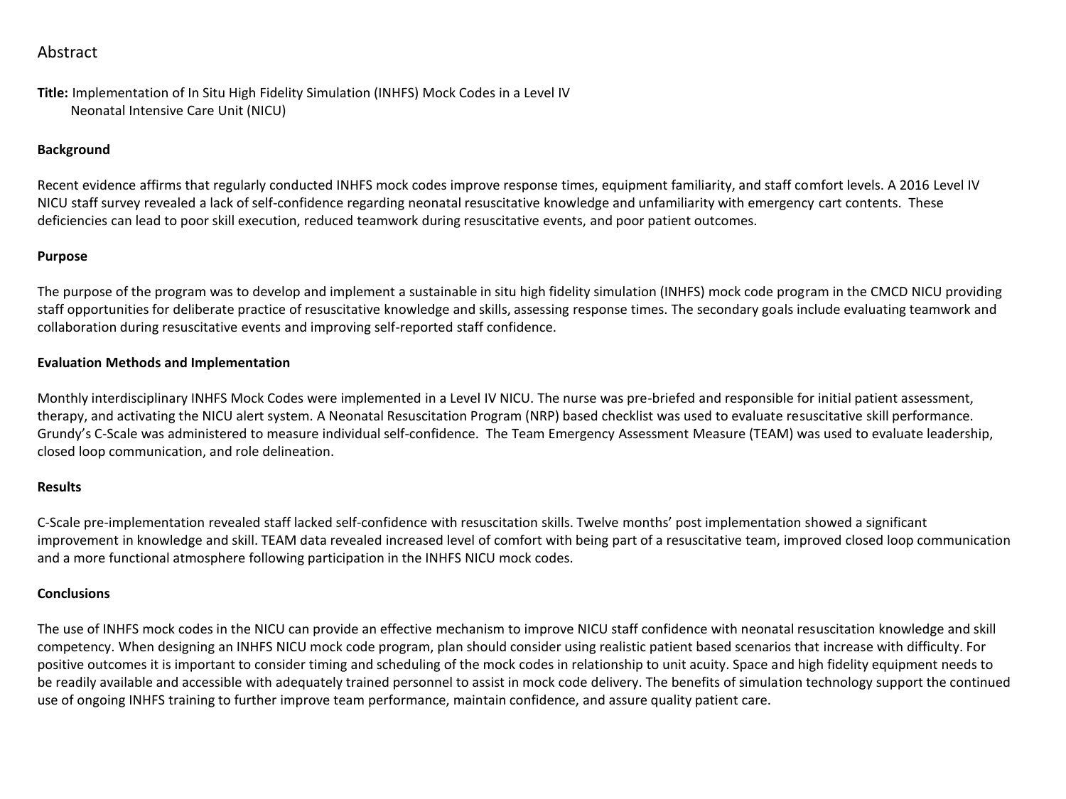# Abstract

**Title:** Implementation of In Situ High Fidelity Simulation (INHFS) Mock Codes in a Level IV Neonatal Intensive Care Unit (NICU)

## Background

Recent evidence affirms that regularly conducted INHFS mock codes improve response times, equipment familiarity, and staff comfort levels. A 2016 Level IV NICU staff survey revealed a lack of self-confidence regarding neonatal resuscitative knowledge and unfamiliarity with emergency cart contents. These deficiencies can lead to poor skill execution, reduced teamwork during resuscitative events, and poor patient outcomes.

## Purpose

The purpose of the program was to develop and implement a sustainable in situ high fidelity simulation (INHFS) mock code program in the CMCD NICU providing staff opportunities for deliberate practice of resuscitative knowledge and skills, assessing response times. The secondary goals include evaluating teamwork and collaboration during resuscitative events and improving self-reported staff confidence.

## Evaluation Methods and Implementation

Monthly interdisciplinary INHFS Mock Codes were implemented in a Level IV NICU. The nurse was pre-briefed and responsible for initial patient assessment, therapy, and activating the NICU alert system. A Neonatal Resuscitation Program (NRP) based checklist was used to evaluate resuscitative skill performance. Grundy's C-Scale was administered to measure individual self-confidence. The Team Emergency Assessment Measure (TEAM) was used to evaluate leadership, closed loop communication, and role delineation.

## Results

C-Scale pre-implementation revealed staff lacked self-confidence with resuscitation skills. Twelve months' post implementation showed a significant improvement in knowledge and skill. TEAM data revealed increased level of comfort with being part of a resuscitative team, improved closed loop communication and a more functional atmosphere following participation in the INHFS NICU mock codes.

## Conclusions

The use of INHFS mock codes in the NICU can provide an effective mechanism to improve NICU staff confidence with neonatal resuscitation knowledge and skill competency. When designing an INHFS NICU mock code program, plan should consider using realistic patient based scenarios that increase with difficulty. For positive outcomes it is important to consider timing and scheduling of the mock codes in relationship to unit acuity. Space and high fidelity equipment needs to be readily available and accessible with adequately trained personnel to assist in mock code delivery. The benefits of simulation technology support the continued use of ongoing INHFS training to further improve team performance, maintain confidence, and assure quality patient care.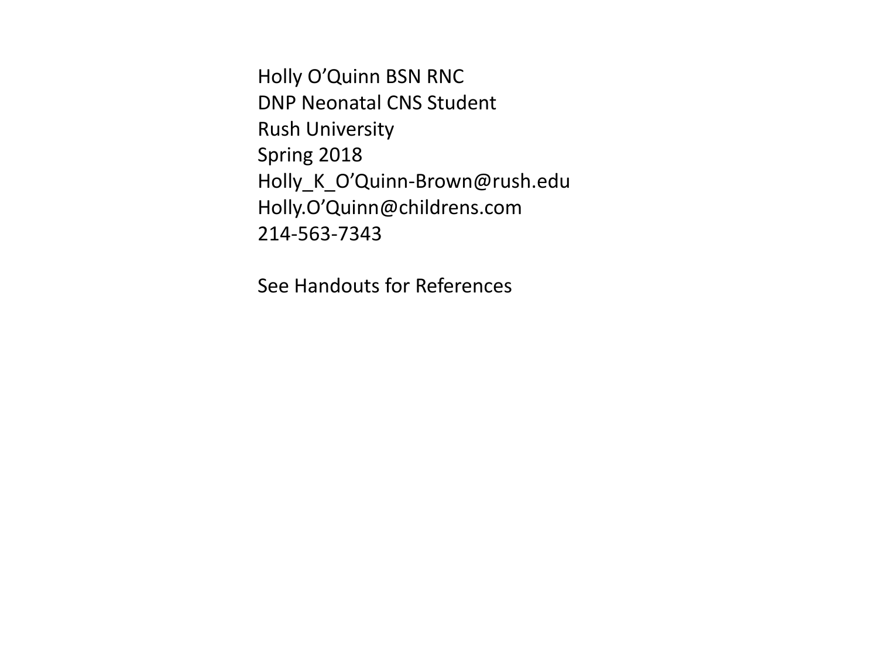Holly O’Quinn BSN RNC
DNP Neonatal CNS Student
Rush University
Spring 2018
Holly_K_O’Quinn-Brown@rush.edu
Holly.O’Quinn@childrens.com
214-563-7343

See Handouts for References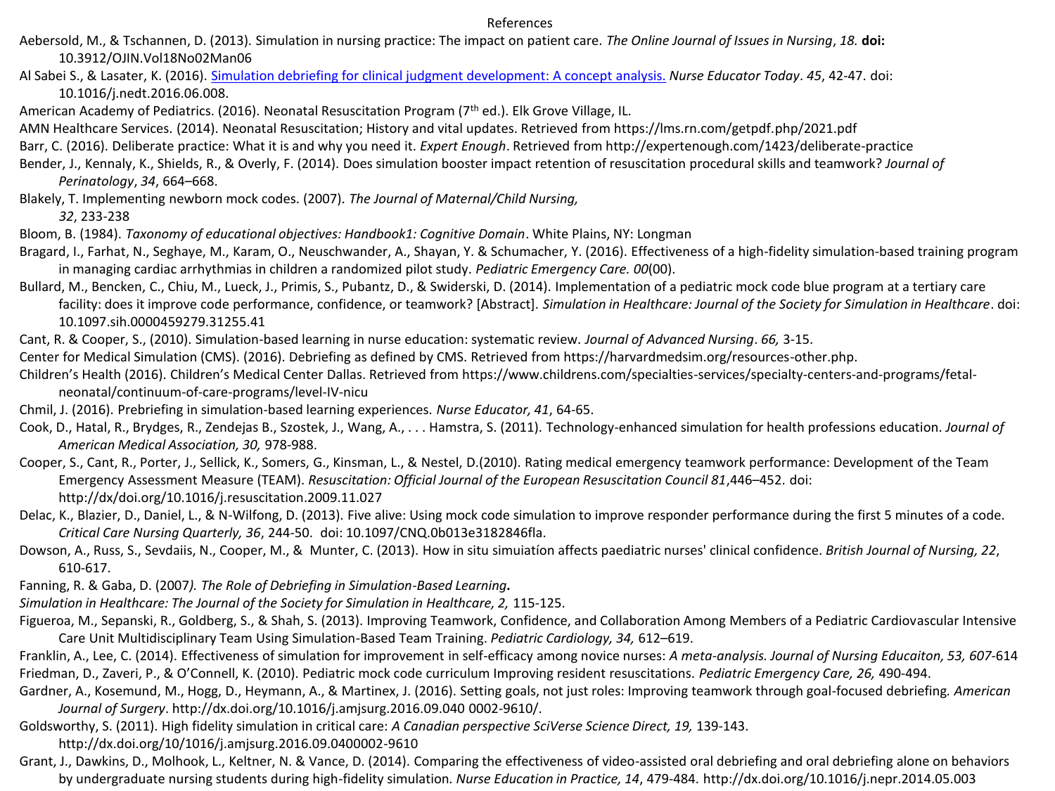References

Aebersold, M., & Tschannen, D. (2013). Simulation in nursing practice: The impact on patient care. *The Online Journal of Issues in Nursing*, *18.* **doi:** 10.3912/OJIN.Vol18No02Man06

Al Sabei S., & Lasater, K. (2016). Simulation debriefing for clinical judgment development: A concept analysis. *Nurse Educator Today*. *45*, 42-47. doi: 10.1016/j.nedt.2016.06.008.

American Academy of Pediatrics. (2016). Neonatal Resuscitation Program (7th ed.). Elk Grove Village, IL.

AMN Healthcare Services. (2014). Neonatal Resuscitation; History and vital updates. Retrieved from https://lms.rn.com/getpdf.php/2021.pdf

Barr, C. (2016). Deliberate practice: What it is and why you need it. *Expert Enough*. Retrieved from http://expertenough.com/1423/deliberate-practice

Bender, J., Kennaly, K., Shields, R., & Overly, F. (2014). Does simulation booster impact retention of resuscitation procedural skills and teamwork? *Journal of Perinatology*, *34*, 664–668.

Blakely, T. Implementing newborn mock codes. (2007). *The Journal of Maternal/Child Nursing, 32*, 233-238

Bloom, B. (1984). *Taxonomy of educational objectives: Handbook1: Cognitive Domain*. White Plains, NY: Longman

Bragard, I., Farhat, N., Seghaye, M., Karam, O., Neuschwander, A., Shayan, Y. & Schumacher, Y. (2016). Effectiveness of a high-fidelity simulation-based training program in managing cardiac arrhythmias in children a randomized pilot study. *Pediatric Emergency Care. 00*(00).

Bullard, M., Bencken, C., Chiu, M., Lueck, J., Primis, S., Pubantz, D., & Swiderski, D. (2014). Implementation of a pediatric mock code blue program at a tertiary care facility: does it improve code performance, confidence, or teamwork? [Abstract]. *Simulation in Healthcare: Journal of the Society for Simulation in Healthcare*. doi: 10.1097.sih.0000459279.31255.41

Cant, R. & Cooper, S., (2010). Simulation-based learning in nurse education: systematic review. *Journal of Advanced Nursing*. *66,* 3-15.

Center for Medical Simulation (CMS). (2016). Debriefing as defined by CMS. Retrieved from https://harvardmedsim.org/resources-other.php.

Children's Health (2016). Children's Medical Center Dallas. Retrieved from https://www.childrens.com/specialty-services/specialty-centers-and-programs/fetal-neonatal/continuum-of-care-programs/level-IV-nicu

Chmil, J. (2016). Prebriefing in simulation-based learning experiences. *Nurse Educator, 41*, 64-65.

Cook, D., Hatal, R., Brydges, R., Zendejas B., Szostek, J., Wang, A., . . . Hamstra, S. (2011). Technology-enhanced simulation for health professions education. *Journal of American Medical Association, 30,* 978-988.

Cooper, S., Cant, R., Porter, J., Sellick, K., Somers, G., Kinsman, L., & Nestel, D.(2010). Rating medical emergency teamwork performance: Development of the Team Emergency Assessment Measure (TEAM). *Resuscitation: Official Journal of the European Resuscitation Council 81*,446–452. doi: http://dx/doi.org/10.1016/j.resuscitation.2009.11.027

Delac, K., Blazier, D., Daniel, L., & N-Wilfong, D. (2013). Five alive: Using mock code simulation to improve responder performance during the first 5 minutes of a code. *Critical Care Nursing Quarterly, 36*, 244-50. doi: 10.1097/CNQ.0b013e3182846fla.

Dowson, A., Russ, S., Sevdaiis, N., Cooper, M., & Munter, C. (2013). How in situ simuiatíon affects paediatric nurses' clinical confidence. *British Journal of Nursing, 22*, 610-617.

Fanning, R. & Gaba, D. (2007*). The Role of Debriefing in Simulation-Based Learning.* *Simulation in Healthcare: The Journal of the Society for Simulation in Healthcare, 2,* 115-125.

Figueroa, M., Sepanski, R., Goldberg, S., & Shah, S. (2013). Improving Teamwork, Confidence, and Collaboration Among Members of a Pediatric Cardiovascular Intensive Care Unit Multidisciplinary Team Using Simulation-Based Team Training. *Pediatric Cardiology, 34,* 612–619.

Franklin, A., Lee, C. (2014). Effectiveness of simulation for improvement in self-efficacy among novice nurses: *A meta-analysis. Journal of Nursing Educaiton, 53, 607*-614

Friedman, D., Zaveri, P., & O'Connell, K. (2010). Pediatric mock code curriculum Improving resident resuscitations. *Pediatric Emergency Care, 26,* 490-494.

Gardner, A., Kosemund, M., Hogg, D., Heymann, A., & Martinex, J. (2016). Setting goals, not just roles: Improving teamwork through goal-focused debriefing*. American Journal of Surgery*. http://dx.doi.org/10.1016/j.amjsurg.2016.09.040 0002-9610/.

Goldsworthy, S. (2011). High fidelity simulation in critical care: *A Canadian perspective SciVerse Science Direct, 19,* 139-143. http://dx.doi.org/10/1016/j.amjsurg.2016.09.0400002-9610

Grant, J., Dawkins, D., Molhook, L., Keltner, N. & Vance, D. (2014). Comparing the effectiveness of video-assisted oral debriefing and oral debriefing alone on behaviors by undergraduate nursing students during high-fidelity simulation*. Nurse Education in Practice, 14*, 479-484. http://dx.doi.org/10.1016/j.nepr.2014.05.003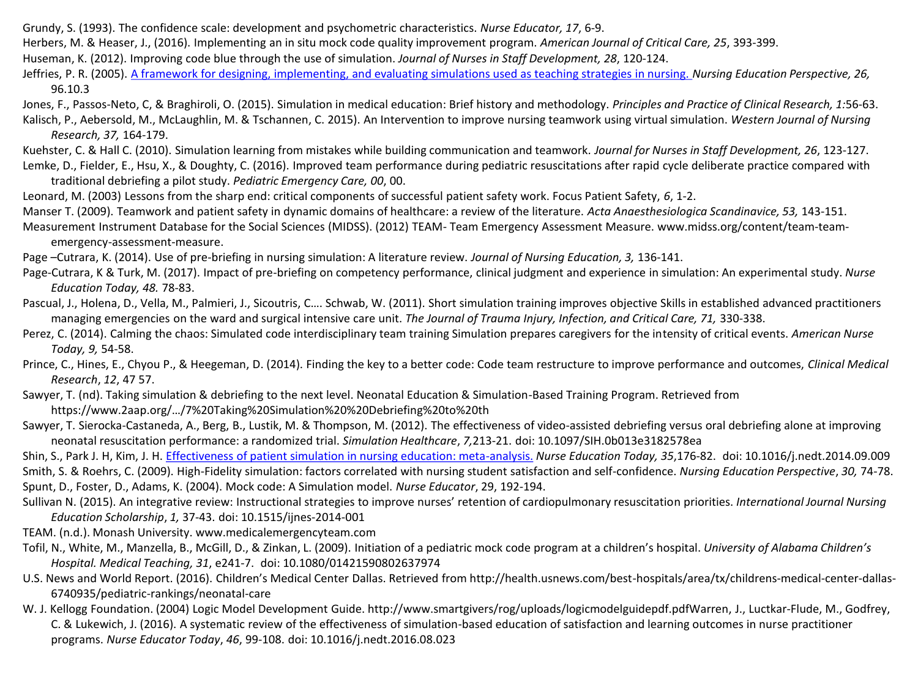Grundy, S. (1993). The confidence scale: development and psychometric characteristics. *Nurse Educator, 17*, 6-9.

Herbers, M. & Heaser, J., (2016). Implementing an in situ mock code quality improvement program. *American Journal of Critical Care, 25*, 393-399.

Huseman, K. (2012). Improving code blue through the use of simulation. *Journal of Nurses in Staff Development, 28*, 120-124.

Jeffries, P. R. (2005). A framework for designing, implementing, and evaluating simulations used as teaching strategies in nursing. *Nursing Education Perspective, 26,* 96.10.3

Jones, F., Passos-Neto, C, & Braghiroli, O. (2015). Simulation in medical education: Brief history and methodology. *Principles and Practice of Clinical Research, 1:*56-63.

Kalisch, P., Aebersold, M., McLaughlin, M. & Tschannen, C. 2015). An Intervention to improve nursing teamwork using virtual simulation. *Western Journal of Nursing Research, 37,* 164-179.

Kuehster, C. & Hall C. (2010). Simulation learning from mistakes while building communication and teamwork. *Journal for Nurses in Staff Development, 26*, 123-127.

Lemke, D., Fielder, E., Hsu, X., & Doughty, C. (2016). Improved team performance during pediatric resuscitations after rapid cycle deliberate practice compared with traditional debriefing a pilot study. *Pediatric Emergency Care, 00*, 00.

Leonard, M. (2003) Lessons from the sharp end: critical components of successful patient safety work. Focus Patient Safety, *6*, 1-2.

Manser T. (2009). Teamwork and patient safety in dynamic domains of healthcare: a review of the literature. *Acta Anaesthesiologica Scandinavice, 53,* 143-151.

Measurement Instrument Database for the Social Sciences (MIDSS). (2012) TEAM- Team Emergency Assessment Measure. www.midss.org/content/team-team-emergency-assessment-measure.

Page –Cutrara, K. (2014). Use of pre-briefing in nursing simulation: A literature review. *Journal of Nursing Education, 3,* 136-141.

Page-Cutrara, K & Turk, M. (2017). Impact of pre-briefing on competency performance, clinical judgment and experience in simulation: An experimental study. *Nurse Education Today, 48.* 78-83.

Pascual, J., Holena, D., Vella, M., Palmieri, J., Sicoutris, C…. Schwab, W. (2011). Short simulation training improves objective Skills in established advanced practitioners managing emergencies on the ward and surgical intensive care unit. *The Journal of Trauma Injury, Infection, and Critical Care, 71,* 330-338.

Perez, C. (2014). Calming the chaos: Simulated code interdisciplinary team training Simulation prepares caregivers for the intensity of critical events. *American Nurse Today, 9,* 54-58.

Prince, C., Hines, E., Chyou P., & Heegeman, D. (2014). Finding the key to a better code: Code team restructure to improve performance and outcomes, *Clinical Medical Research*, *12*, 47 57.

Sawyer, T. (nd). Taking simulation & debriefing to the next level. Neonatal Education & Simulation-Based Training Program. Retrieved from https://www.2aap.org/…/7%20Taking%20Simulation%20%20Debriefing%20to%20th

Sawyer, T. Sierocka-Castaneda, A., Berg, B., Lustik, M. & Thompson, M. (2012). The effectiveness of video-assisted debriefing versus oral debriefing alone at improving neonatal resuscitation performance: a randomized trial. *Simulation Healthcare*, *7,*213-21. doi: 10.1097/SIH.0b013e3182578ea

Shin, S., Park J. H, Kim, J. H. Effectiveness of patient simulation in nursing education: meta-analysis. *Nurse Education Today, 35*,176-82. doi: 10.1016/j.nedt.2014.09.009

Smith, S. & Roehrs, C. (2009). High-Fidelity simulation: factors correlated with nursing student satisfaction and self-confidence. *Nursing Education Perspective*, *30,* 74-78.

Spunt, D., Foster, D., Adams, K. (2004). Mock code: A Simulation model. *Nurse Educator*, 29, 192-194.

Sullivan N. (2015). An integrative review: Instructional strategies to improve nurses' retention of cardiopulmonary resuscitation priorities. *International Journal Nursing Education Scholarship*, *1,* 37-43. doi: 10.1515/ijnes-2014-001

TEAM. (n.d.). Monash University. www.medicalemergencyteam.com

Tofil, N., White, M., Manzella, B., McGill, D., & Zinkan, L. (2009). Initiation of a pediatric mock code program at a children's hospital. *University of Alabama Children's Hospital. Medical Teaching, 31*, e241-7. doi: 10.1080/01421590802637974

U.S. News and World Report. (2016). Children's Medical Center Dallas. Retrieved from http://health.usnews.com/best-hospitals/area/tx/childrens-medical-center-dallas-6740935/pediatric-rankings/neonatal-care

W. J. Kellogg Foundation. (2004) Logic Model Development Guide. http://www.smartgivers/rog/uploads/logicmodelguidepdf.pdfWarren, J., Luctkar-Flude, M., Godfrey, C. & Lukewich, J. (2016). A systematic review of the effectiveness of simulation-based education of satisfaction and learning outcomes in nurse practitioner programs. *Nurse Educator Today*, *46*, 99-108. doi: 10.1016/j.nedt.2016.08.023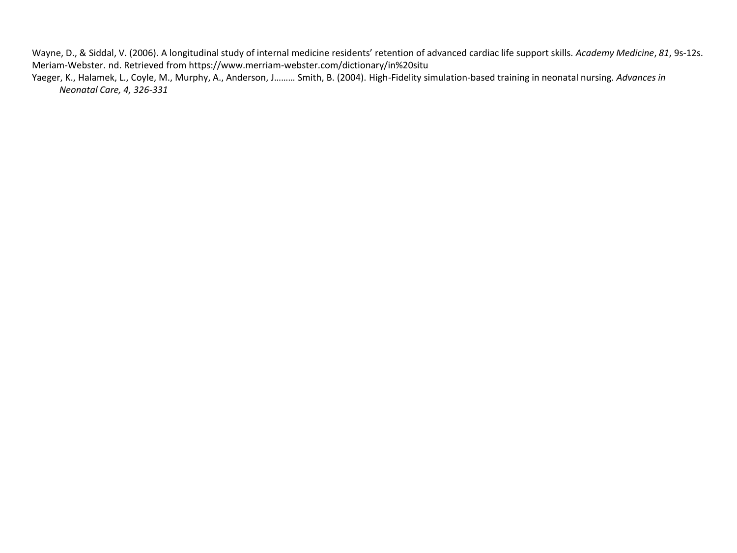Wayne, D., & Siddal, V. (2006). A longitudinal study of internal medicine residents' retention of advanced cardiac life support skills. *Academy Medicine*, *81*, 9s-12s.

Meriam-Webster. nd. Retrieved from https://www.merriam-webster.com/dictionary/in%20situ

Yaeger, K., Halamek, L., Coyle, M., Murphy, A., Anderson, J……… Smith, B. (2004). High-Fidelity simulation-based training in neonatal nursing. *Advances in Neonatal Care, 4, 326-331*